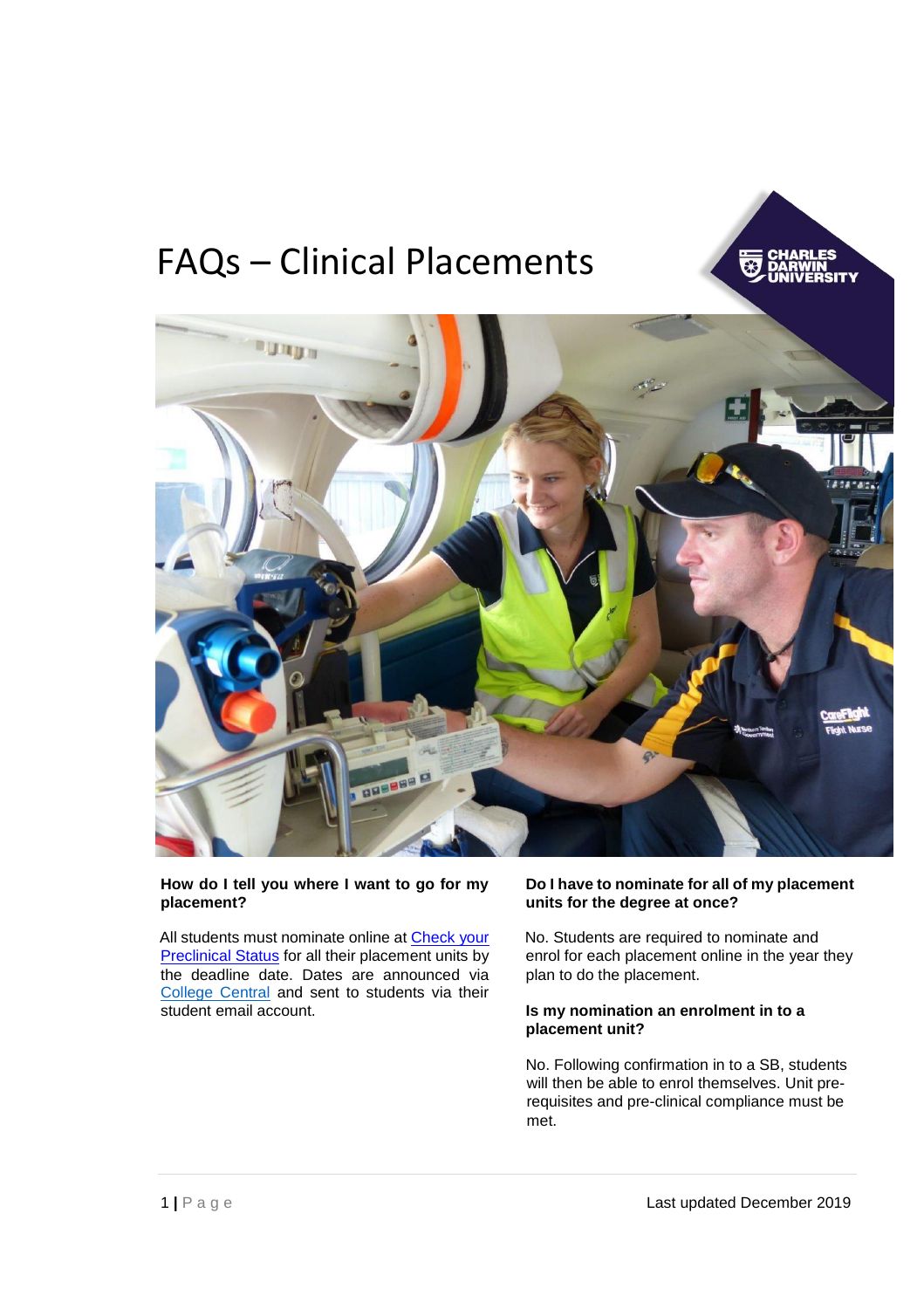# FAQs – Clinical Placements

**How do I tell you where I want to go for my placement?**

All students must nominate online at [Check your Preclinical Status]() for all their placement units by the deadline date. Dates are announced via [College Central]() and sent to students via their student email account.

**Do I have to nominate for all of my placement units for the degree at once?**

No. Students are required to nominate and enrol for each placement online in the year they plan to do the placement.

**Is my nomination an enrolment in to a placement unit?**

No. Following confirmation in to a SB, students will then be able to enrol themselves. Unit pre-requisites and pre-clinical compliance must be met.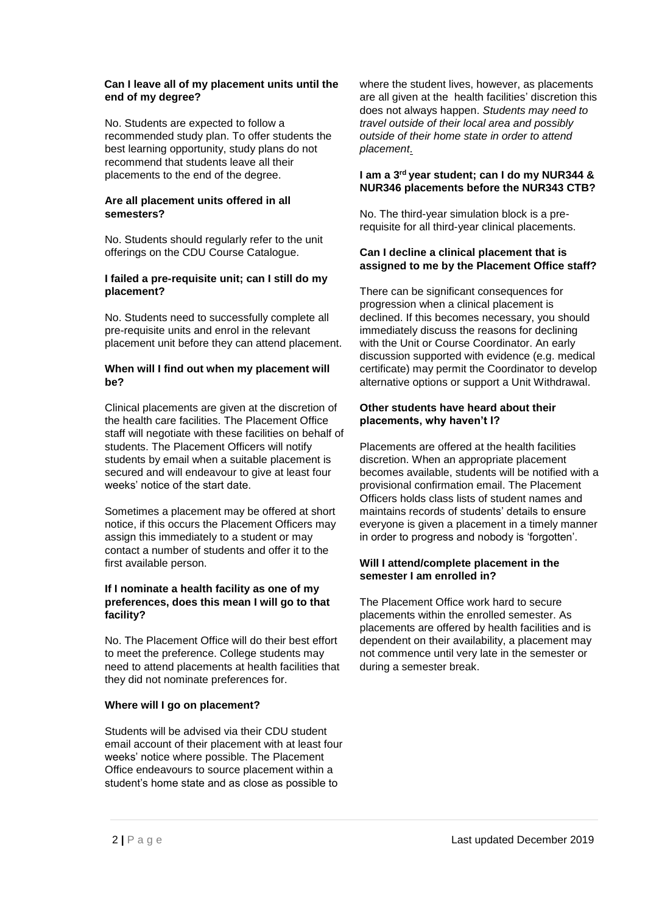**Can I leave all of my placement units until the end of my degree?**

No. Students are expected to follow a recommended study plan. To offer students the best learning opportunity, study plans do not recommend that students leave all their placements to the end of the degree.

**Are all placement units offered in all semesters?**

No. Students should regularly refer to the unit offerings on the CDU Course Catalogue.

**I failed a pre-requisite unit; can I still do my placement?**

No. Students need to successfully complete all pre-requisite units and enrol in the relevant placement unit before they can attend placement.

**When will I find out when my placement will be?**

Clinical placements are given at the discretion of the health care facilities. The Placement Office staff will negotiate with these facilities on behalf of students. The Placement Officers will notify students by email when a suitable placement is secured and will endeavour to give at least four weeks' notice of the start date.

Sometimes a placement may be offered at short notice, if this occurs the Placement Officers may assign this immediately to a student or may contact a number of students and offer it to the first available person.

**If I nominate a health facility as one of my preferences, does this mean I will go to that facility?**

No. The Placement Office will do their best effort to meet the preference. College students may need to attend placements at health facilities that they did not nominate preferences for.

**Where will I go on placement?**

Students will be advised via their CDU student email account of their placement with at least four weeks' notice where possible. The Placement Office endeavours to source placement within a student's home state and as close as possible to where the student lives, however, as placements are all given at the health facilities' discretion this does not always happen. *Students may need to travel outside of their local area and possibly outside of their home state in order to attend placement.*

**I am a 3rd year student; can I do my NUR344 & NUR346 placements before the NUR343 CTB?**

No. The third-year simulation block is a pre-requisite for all third-year clinical placements.

**Can I decline a clinical placement that is assigned to me by the Placement Office staff?**

There can be significant consequences for progression when a clinical placement is declined. If this becomes necessary, you should immediately discuss the reasons for declining with the Unit or Course Coordinator. An early discussion supported with evidence (e.g. medical certificate) may permit the Coordinator to develop alternative options or support a Unit Withdrawal.

**Other students have heard about their placements, why haven't I?**

Placements are offered at the health facilities discretion. When an appropriate placement becomes available, students will be notified with a provisional confirmation email. The Placement Officers holds class lists of student names and maintains records of students' details to ensure everyone is given a placement in a timely manner in order to progress and nobody is 'forgotten'.

**Will I attend/complete placement in the semester I am enrolled in?**

The Placement Office work hard to secure placements within the enrolled semester. As placements are offered by health facilities and is dependent on their availability, a placement may not commence until very late in the semester or during a semester break.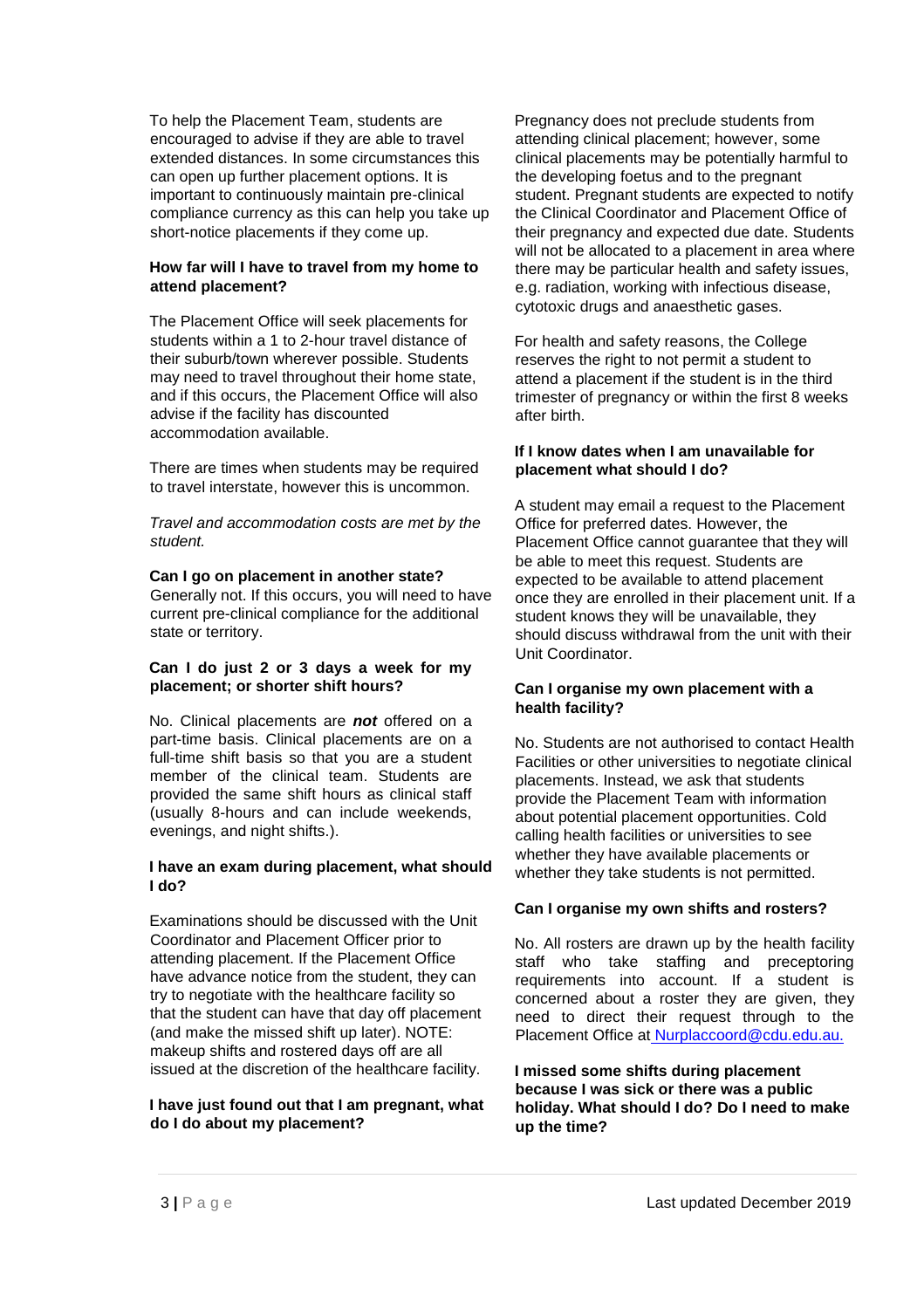To help the Placement Team, students are encouraged to advise if they are able to travel extended distances. In some circumstances this can open up further placement options. It is important to continuously maintain pre-clinical compliance currency as this can help you take up short-notice placements if they come up.

**How far will I have to travel from my home to attend placement?**

The Placement Office will seek placements for students within a 1 to 2-hour travel distance of their suburb/town wherever possible. Students may need to travel throughout their home state, and if this occurs, the Placement Office will also advise if the facility has discounted accommodation available.

There are times when students may be required to travel interstate, however this is uncommon.

*Travel and accommodation costs are met by the student.*

**Can I go on placement in another state?**
Generally not. If this occurs, you will need to have current pre-clinical compliance for the additional state or territory.

**Can I do just 2 or 3 days a week for my placement; or shorter shift hours?**

No. Clinical placements are ***not*** offered on a part-time basis. Clinical placements are on a full-time shift basis so that you are a student member of the clinical team. Students are provided the same shift hours as clinical staff (usually 8-hours and can include weekends, evenings, and night shifts.).

**I have an exam during placement, what should I do?**

Examinations should be discussed with the Unit Coordinator and Placement Officer prior to attending placement. If the Placement Office have advance notice from the student, they can try to negotiate with the healthcare facility so that the student can have that day off placement (and make the missed shift up later). NOTE: makeup shifts and rostered days off are all issued at the discretion of the healthcare facility.

**I have just found out that I am pregnant, what do I do about my placement?**

Pregnancy does not preclude students from attending clinical placement; however, some clinical placements may be potentially harmful to the developing foetus and to the pregnant student. Pregnant students are expected to notify the Clinical Coordinator and Placement Office of their pregnancy and expected due date. Students will not be allocated to a placement in area where there may be particular health and safety issues, e.g. radiation, working with infectious disease, cytotoxic drugs and anaesthetic gases.

For health and safety reasons, the College reserves the right to not permit a student to attend a placement if the student is in the third trimester of pregnancy or within the first 8 weeks after birth.

**If I know dates when I am unavailable for placement what should I do?**

A student may email a request to the Placement Office for preferred dates. However, the Placement Office cannot guarantee that they will be able to meet this request. Students are expected to be available to attend placement once they are enrolled in their placement unit. If a student knows they will be unavailable, they should discuss withdrawal from the unit with their Unit Coordinator.

**Can I organise my own placement with a health facility?**

No. Students are not authorised to contact Health Facilities or other universities to negotiate clinical placements. Instead, we ask that students provide the Placement Team with information about potential placement opportunities. Cold calling health facilities or universities to see whether they have available placements or whether they take students is not permitted.

**Can I organise my own shifts and rosters?**

No. All rosters are drawn up by the health facility staff who take staffing and preceptoring requirements into account. If a student is concerned about a roster they are given, they need to direct their request through to the Placement Office at Nurplaccoord@cdu.edu.au.

**I missed some shifts during placement because I was sick or there was a public holiday. What should I do? Do I need to make up the time?**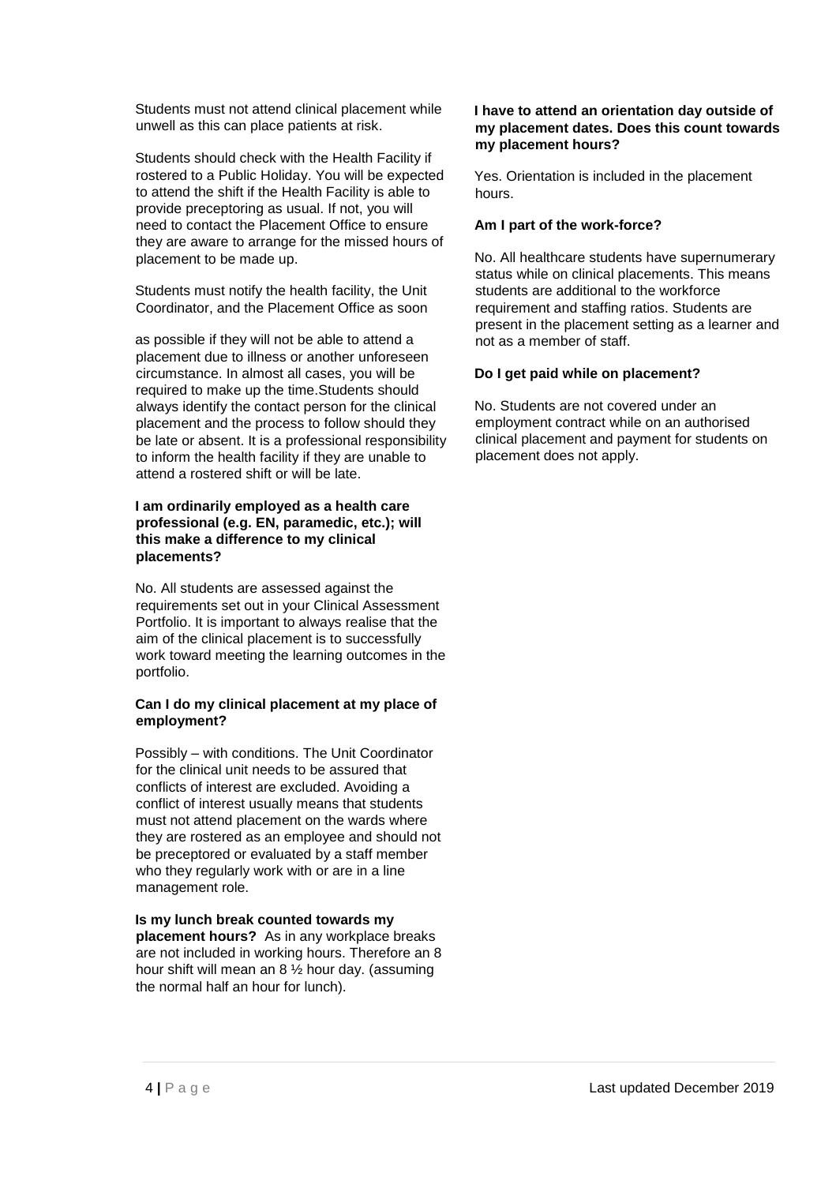Students must not attend clinical placement while unwell as this can place patients at risk.

Students should check with the Health Facility if rostered to a Public Holiday. You will be expected to attend the shift if the Health Facility is able to provide preceptoring as usual. If not, you will need to contact the Placement Office to ensure they are aware to arrange for the missed hours of placement to be made up.

Students must notify the health facility, the Unit Coordinator, and the Placement Office as soon as possible if they will not be able to attend a placement due to illness or another unforeseen circumstance. In almost all cases, you will be required to make up the time.Students should always identify the contact person for the clinical placement and the process to follow should they be late or absent. It is a professional responsibility to inform the health facility if they are unable to attend a rostered shift or will be late.

**I am ordinarily employed as a health care professional (e.g. EN, paramedic, etc.); will this make a difference to my clinical placements?**

No. All students are assessed against the requirements set out in your Clinical Assessment Portfolio. It is important to always realise that the aim of the clinical placement is to successfully work toward meeting the learning outcomes in the portfolio.

**Can I do my clinical placement at my place of employment?**

Possibly – with conditions. The Unit Coordinator for the clinical unit needs to be assured that conflicts of interest are excluded. Avoiding a conflict of interest usually means that students must not attend placement on the wards where they are rostered as an employee and should not be preceptored or evaluated by a staff member who they regularly work with or are in a line management role.

**Is my lunch break counted towards my placement hours?** As in any workplace breaks are not included in working hours. Therefore an 8 hour shift will mean an 8 ½ hour day. (assuming the normal half an hour for lunch).

**I have to attend an orientation day outside of my placement dates. Does this count towards my placement hours?**

Yes. Orientation is included in the placement hours.

**Am I part of the work-force?**

No. All healthcare students have supernumerary status while on clinical placements. This means students are additional to the workforce requirement and staffing ratios. Students are present in the placement setting as a learner and not as a member of staff.

**Do I get paid while on placement?**

No. Students are not covered under an employment contract while on an authorised clinical placement and payment for students on placement does not apply.